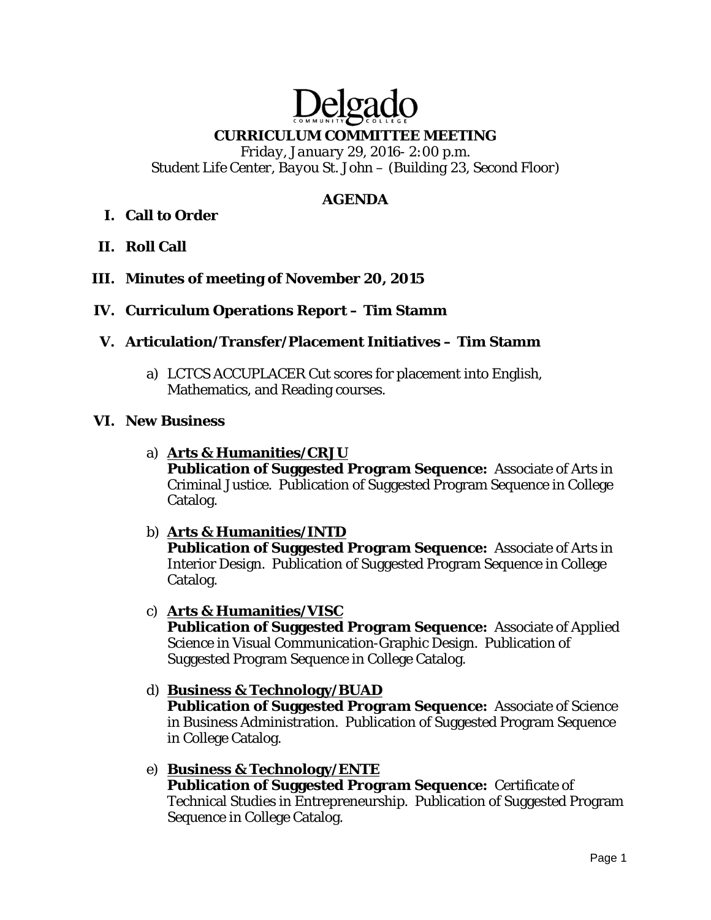Delgado Community College

# CURRICULUM COMMITTEE MEETING

*Friday, January 29, 2016- 2:00 p.m.*

Student Life Center, Bayou St. John – (Building 23, Second Floor)

## AGENDA

**I. Call to Order**

**II. Roll Call**

**III. Minutes of meeting of November 20, 2015**

**IV. Curriculum Operations Report – Tim Stamm**

**V. Articulation/Transfer/Placement Initiatives – Tim Stamm**

a) LCTCS ACCUPLACER Cut scores for placement into English, Mathematics, and Reading courses.

**VI. New Business**

a) **Arts & Humanities/CRJU**
**Publication of Suggested Program Sequence:** Associate of Arts in Criminal Justice. Publication of Suggested Program Sequence in College Catalog.

b) **Arts & Humanities/INTD**
**Publication of Suggested Program Sequence:** Associate of Arts in Interior Design. Publication of Suggested Program Sequence in College Catalog.

c) **Arts & Humanities/VISC**
**Publication of Suggested Program Sequence:** Associate of Applied Science in Visual Communication-Graphic Design. Publication of Suggested Program Sequence in College Catalog.

d) **Business & Technology/BUAD**
**Publication of Suggested Program Sequence:** Associate of Science in Business Administration. Publication of Suggested Program Sequence in College Catalog.

e) **Business & Technology/ENTE**
**Publication of Suggested Program Sequence:** Certificate of Technical Studies in Entrepreneurship. Publication of Suggested Program Sequence in College Catalog.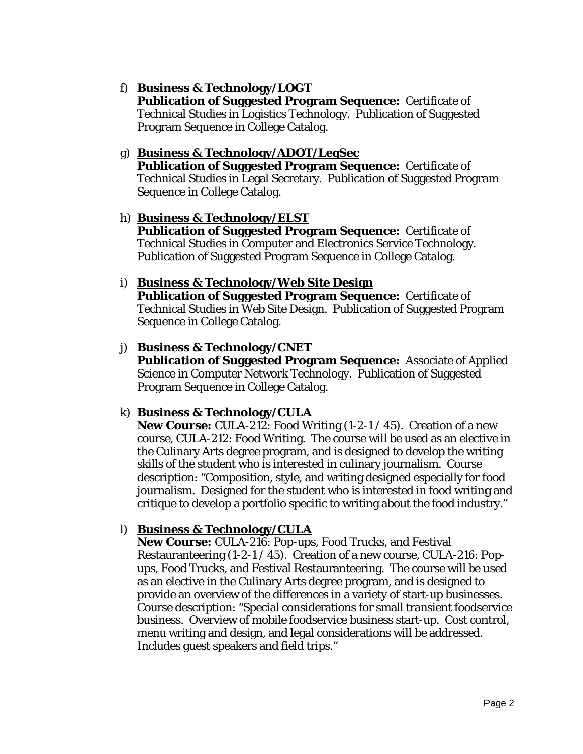f) **Business & Technology/LOGT**
   **Publication of Suggested Program Sequence:** Certificate of Technical Studies in Logistics Technology. Publication of Suggested Program Sequence in College Catalog.

g) **Business & Technology/ADOT/LegSec**
   **Publication of Suggested Program Sequence:** Certificate of Technical Studies in Legal Secretary. Publication of Suggested Program Sequence in College Catalog.

h) **Business & Technology/ELST**
   **Publication of Suggested Program Sequence:** Certificate of Technical Studies in Computer and Electronics Service Technology. Publication of Suggested Program Sequence in College Catalog.

i) **Business & Technology/Web Site Design**
   **Publication of Suggested Program Sequence:** Certificate of Technical Studies in Web Site Design. Publication of Suggested Program Sequence in College Catalog.

j) **Business & Technology/CNET**
   **Publication of Suggested Program Sequence:** Associate of Applied Science in Computer Network Technology. Publication of Suggested Program Sequence in College Catalog.

k) **Business & Technology/CULA**
   **New Course:** CULA-212: Food Writing (1-2-1 / 45). Creation of a new course, CULA-212: Food Writing. The course will be used as an elective in the Culinary Arts degree program, and is designed to develop the writing skills of the student who is interested in culinary journalism. Course description: "Composition, style, and writing designed especially for food journalism. Designed for the student who is interested in food writing and critique to develop a portfolio specific to writing about the food industry."

l) **Business & Technology/CULA**
   **New Course:** CULA-216: Pop-ups, Food Trucks, and Festival Restauranteering (1-2-1 / 45). Creation of a new course, CULA-216: Pop-ups, Food Trucks, and Festival Restauranteering. The course will be used as an elective in the Culinary Arts degree program, and is designed to provide an overview of the differences in a variety of start-up businesses. Course description: "Special considerations for small transient foodservice business. Overview of mobile foodservice business start-up. Cost control, menu writing and design, and legal considerations will be addressed. Includes guest speakers and field trips."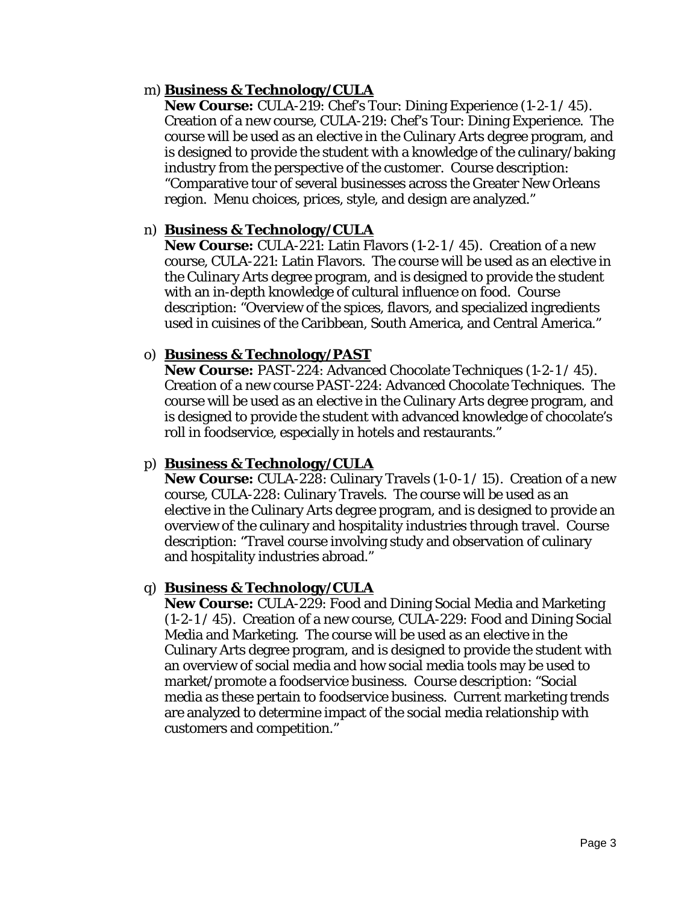m) **Business & Technology/CULA**

   **New Course:** CULA-219: Chef's Tour: Dining Experience (1-2-1 / 45). Creation of a new course, CULA-219: Chef's Tour: Dining Experience. The course will be used as an elective in the Culinary Arts degree program, and is designed to provide the student with a knowledge of the culinary/baking industry from the perspective of the customer. Course description: "Comparative tour of several businesses across the Greater New Orleans region. Menu choices, prices, style, and design are analyzed."

n) **Business & Technology/CULA**

   **New Course:** CULA-221: Latin Flavors (1-2-1 / 45). Creation of a new course, CULA-221: Latin Flavors. The course will be used as an elective in the Culinary Arts degree program, and is designed to provide the student with an in-depth knowledge of cultural influence on food. Course description: "Overview of the spices, flavors, and specialized ingredients used in cuisines of the Caribbean, South America, and Central America."

o) **Business & Technology/PAST**

   **New Course:** PAST-224: Advanced Chocolate Techniques (1-2-1 / 45). Creation of a new course PAST-224: Advanced Chocolate Techniques. The course will be used as an elective in the Culinary Arts degree program, and is designed to provide the student with advanced knowledge of chocolate's roll in foodservice, especially in hotels and restaurants."

p) **Business & Technology/CULA**

   **New Course:** CULA-228: Culinary Travels (1-0-1 / 15). Creation of a new course, CULA-228: Culinary Travels. The course will be used as an elective in the Culinary Arts degree program, and is designed to provide an overview of the culinary and hospitality industries through travel. Course description: "Travel course involving study and observation of culinary and hospitality industries abroad."

q) **Business & Technology/CULA**

   **New Course:** CULA-229: Food and Dining Social Media and Marketing (1-2-1 / 45). Creation of a new course, CULA-229: Food and Dining Social Media and Marketing. The course will be used as an elective in the Culinary Arts degree program, and is designed to provide the student with an overview of social media and how social media tools may be used to market/promote a foodservice business. Course description: "Social media as these pertain to foodservice business. Current marketing trends are analyzed to determine impact of the social media relationship with customers and competition."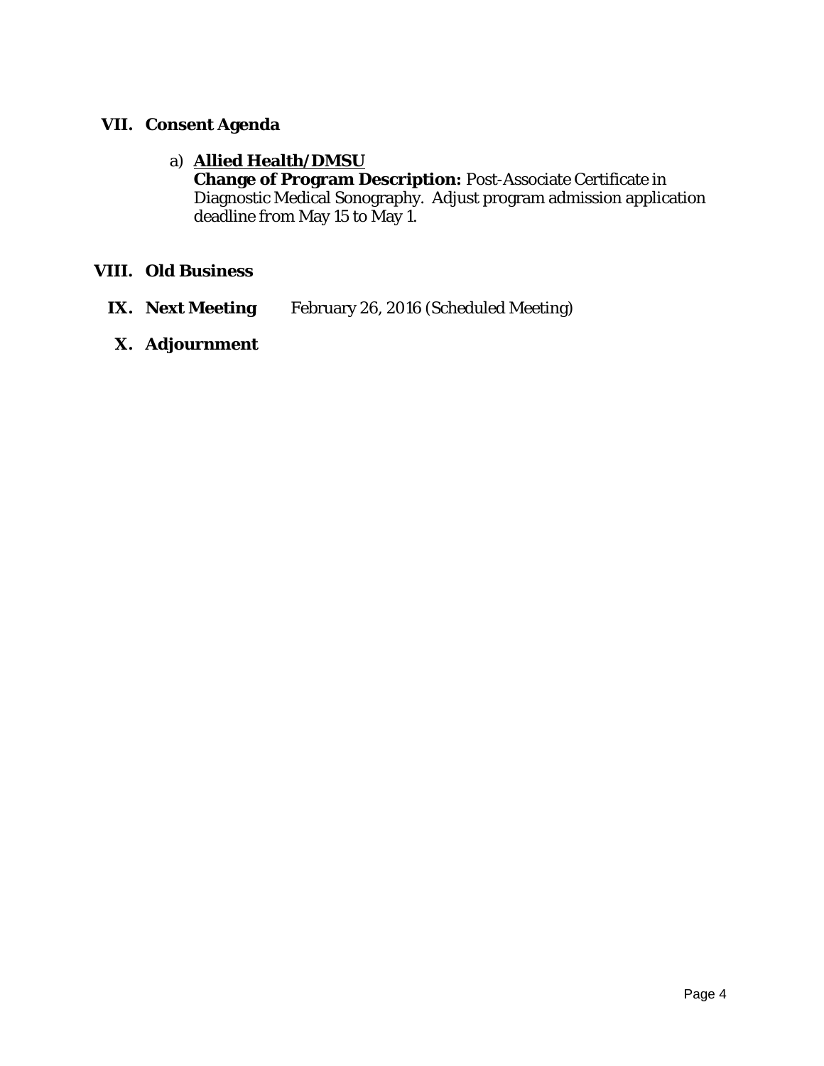## VII. Consent Agenda

a) **<u>Allied Health/DMSU</u>**
**Change of Program Description:** Post-Associate Certificate in Diagnostic Medical Sonography. Adjust program admission application deadline from May 15 to May 1.

## VIII. Old Business

## IX. Next Meeting

February 26, 2016 (Scheduled Meeting)

## X. Adjournment